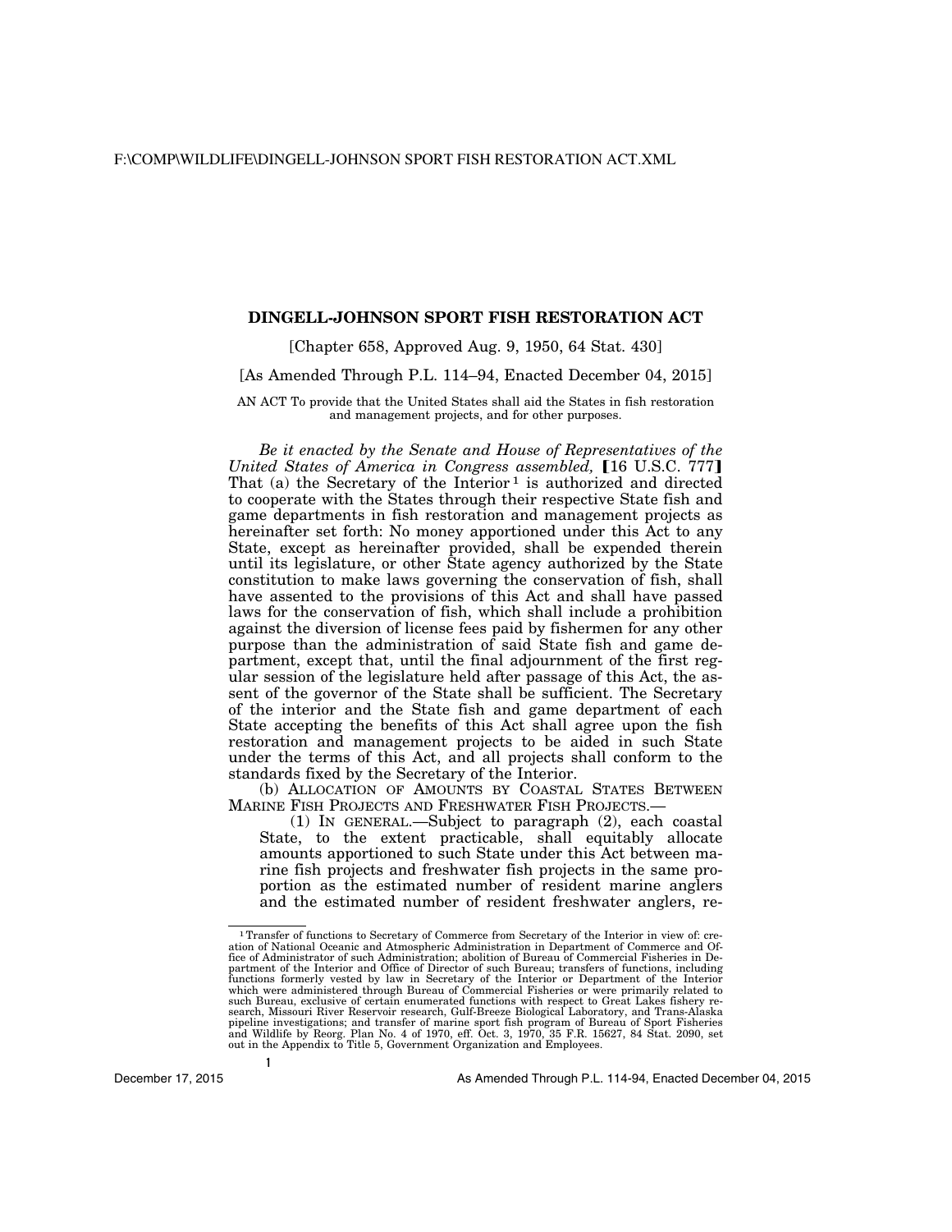# DINGELL-JOHNSON SPORT FISH RESTORATION ACT

[Chapter 658, Approved Aug. 9, 1950, 64 Stat. 430]

[As Amended Through P.L. 114–94, Enacted December 04, 2015]

AN ACT To provide that the United States shall aid the States in fish restoration and management projects, and for other purposes.

*Be it enacted by the Senate and House of Representatives of the United States of America in Congress assembled,* 【16 U.S.C. 777】 That (a) the Secretary of the Interior [1] is authorized and directed to cooperate with the States through their respective State fish and game departments in fish restoration and management projects as hereinafter set forth: No money apportioned under this Act to any State, except as hereinafter provided, shall be expended therein until its legislature, or other State agency authorized by the State constitution to make laws governing the conservation of fish, shall have assented to the provisions of this Act and shall have passed laws for the conservation of fish, which shall include a prohibition against the diversion of license fees paid by fishermen for any other purpose than the administration of said State fish and game department, except that, until the final adjournment of the first regular session of the legislature held after passage of this Act, the assent of the governor of the State shall be sufficient. The Secretary of the interior and the State fish and game department of each State accepting the benefits of this Act shall agree upon the fish restoration and management projects to be aided in such State under the terms of this Act, and all projects shall conform to the standards fixed by the Secretary of the Interior.

(b) ALLOCATION OF AMOUNTS BY COASTAL STATES BETWEEN MARINE FISH PROJECTS AND FRESHWATER FISH PROJECTS.—

(1) IN GENERAL.—Subject to paragraph (2), each coastal State, to the extent practicable, shall equitably allocate amounts apportioned to such State under this Act between marine fish projects and freshwater fish projects in the same proportion as the estimated number of resident marine anglers and the estimated number of resident freshwater anglers, re-

---

[1] Transfer of functions to Secretary of Commerce from Secretary of the Interior in view of: creation of National Oceanic and Atmospheric Administration in Department of Commerce and Office of Administrator of such Administration; abolition of Bureau of Commercial Fisheries in Department of the Interior and Office of Director of such Bureau; transfers of functions, including functions formerly vested by law in Secretary of the Interior or Department of the Interior which were administered through Bureau of Commercial Fisheries or were primarily related to such Bureau, exclusive of certain enumerated functions with respect to Great Lakes fishery research, Missouri River Reservoir research, Gulf-Breeze Biological Laboratory, and Trans-Alaska pipeline investigations; and transfer of marine sport fish program of Bureau of Sport Fisheries and Wildlife by Reorg. Plan No. 4 of 1970, eff. Oct. 3, 1970, 35 F.R. 15627, 84 Stat. 2090, set out in the Appendix to Title 5, Government Organization and Employees.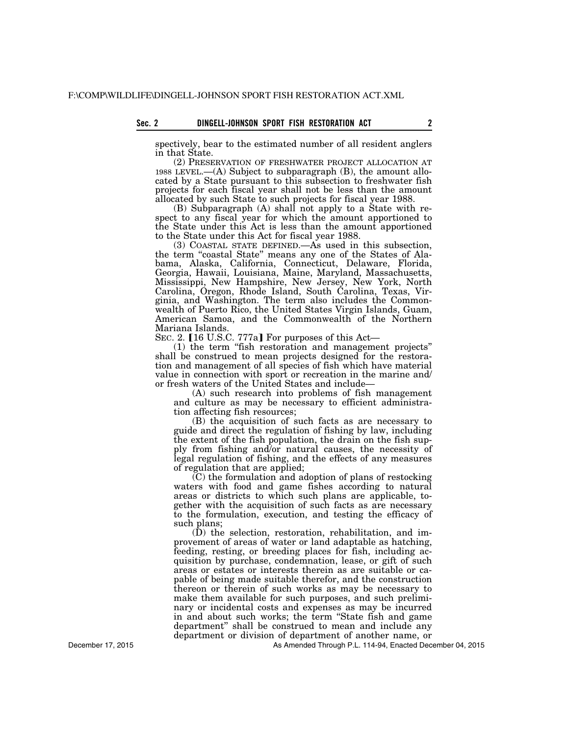spectively, bear to the estimated number of all resident anglers in that State.

(2) PRESERVATION OF FRESHWATER PROJECT ALLOCATION AT 1988 LEVEL.—(A) Subject to subparagraph (B), the amount allocated by a State pursuant to this subsection to freshwater fish projects for each fiscal year shall not be less than the amount allocated by such State to such projects for fiscal year 1988.

(B) Subparagraph (A) shall not apply to a State with respect to any fiscal year for which the amount apportioned to the State under this Act is less than the amount apportioned to the State under this Act for fiscal year 1988.

(3) COASTAL STATE DEFINED.—As used in this subsection, the term "coastal State" means any one of the States of Alabama, Alaska, California, Connecticut, Delaware, Florida, Georgia, Hawaii, Louisiana, Maine, Maryland, Massachusetts, Mississippi, New Hampshire, New Jersey, New York, North Carolina, Oregon, Rhode Island, South Carolina, Texas, Virginia, and Washington. The term also includes the Commonwealth of Puerto Rico, the United States Virgin Islands, Guam, American Samoa, and the Commonwealth of the Northern Mariana Islands.

SEC. 2. 【16 U.S.C. 777a】 For purposes of this Act—

(1) the term "fish restoration and management projects" shall be construed to mean projects designed for the restoration and management of all species of fish which have material value in connection with sport or recreation in the marine and/or fresh waters of the United States and include—

(A) such research into problems of fish management and culture as may be necessary to efficient administration affecting fish resources;

(B) the acquisition of such facts as are necessary to guide and direct the regulation of fishing by law, including the extent of the fish population, the drain on the fish supply from fishing and/or natural causes, the necessity of legal regulation of fishing, and the effects of any measures of regulation that are applied;

(C) the formulation and adoption of plans of restocking waters with food and game fishes according to natural areas or districts to which such plans are applicable, together with the acquisition of such facts as are necessary to the formulation, execution, and testing the efficacy of such plans;

(D) the selection, restoration, rehabilitation, and improvement of areas of water or land adaptable as hatching, feeding, resting, or breeding places for fish, including acquisition by purchase, condemnation, lease, or gift of such areas or estates or interests therein as are suitable or capable of being made suitable therefor, and the construction thereon or therein of such works as may be necessary to make them available for such purposes, and such preliminary or incidental costs and expenses as may be incurred in and about such works; the term "State fish and game department" shall be construed to mean and include any department or division of department of another name, or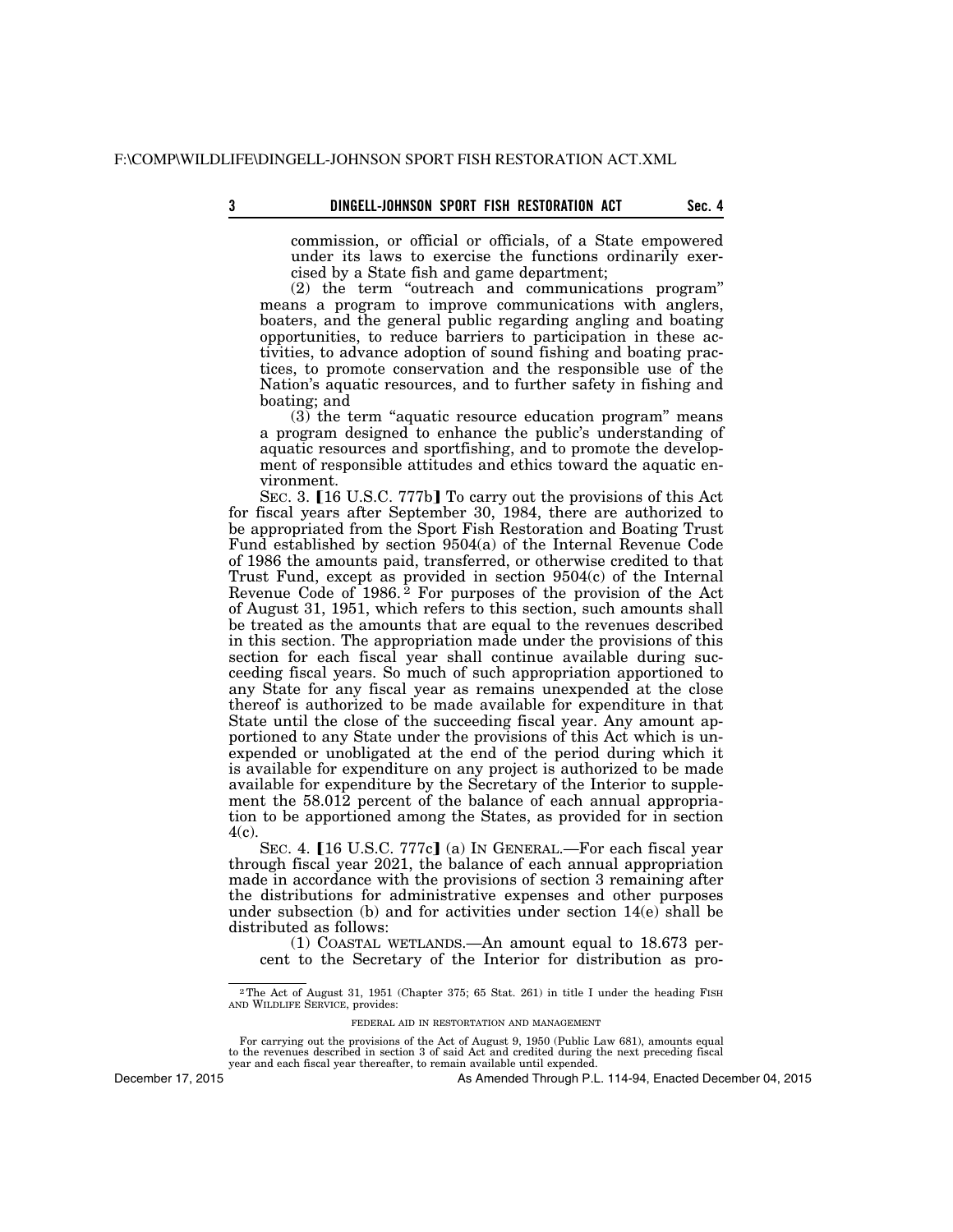commission, or official or officials, of a State empowered under its laws to exercise the functions ordinarily exercised by a State fish and game department;

(2) the term "outreach and communications program" means a program to improve communications with anglers, boaters, and the general public regarding angling and boating opportunities, to reduce barriers to participation in these activities, to advance adoption of sound fishing and boating practices, to promote conservation and the responsible use of the Nation's aquatic resources, and to further safety in fishing and boating; and

(3) the term "aquatic resource education program" means a program designed to enhance the public's understanding of aquatic resources and sportfishing, and to promote the development of responsible attitudes and ethics toward the aquatic environment.

SEC. 3. [16 U.S.C. 777b] To carry out the provisions of this Act for fiscal years after September 30, 1984, there are authorized to be appropriated from the Sport Fish Restoration and Boating Trust Fund established by section 9504(a) of the Internal Revenue Code of 1986 the amounts paid, transferred, or otherwise credited to that Trust Fund, except as provided in section 9504(c) of the Internal Revenue Code of 1986.[2] For purposes of the provision of the Act of August 31, 1951, which refers to this section, such amounts shall be treated as the amounts that are equal to the revenues described in this section. The appropriation made under the provisions of this section for each fiscal year shall continue available during succeeding fiscal years. So much of such appropriation apportioned to any State for any fiscal year as remains unexpended at the close thereof is authorized to be made available for expenditure in that State until the close of the succeeding fiscal year. Any amount apportioned to any State under the provisions of this Act which is unexpended or unobligated at the end of the period during which it is available for expenditure on any project is authorized to be made available for expenditure by the Secretary of the Interior to supplement the 58.012 percent of the balance of each annual appropriation to be apportioned among the States, as provided for in section 4(c).

SEC. 4. [16 U.S.C. 777c] (a) IN GENERAL.—For each fiscal year through fiscal year 2021, the balance of each annual appropriation made in accordance with the provisions of section 3 remaining after the distributions for administrative expenses and other purposes under subsection (b) and for activities under section 14(e) shall be distributed as follows:

(1) COASTAL WETLANDS.—An amount equal to 18.673 percent to the Secretary of the Interior for distribution as pro-

---

[2] The Act of August 31, 1951 (Chapter 375; 65 Stat. 261) in title I under the heading FISH AND WILDLIFE SERVICE, provides:

FEDERAL AID IN RESTORTATION AND MANAGEMENT

For carrying out the provisions of the Act of August 9, 1950 (Public Law 681), amounts equal to the revenues described in section 3 of said Act and credited during the next preceding fiscal year and each fiscal year thereafter, to remain available until expended.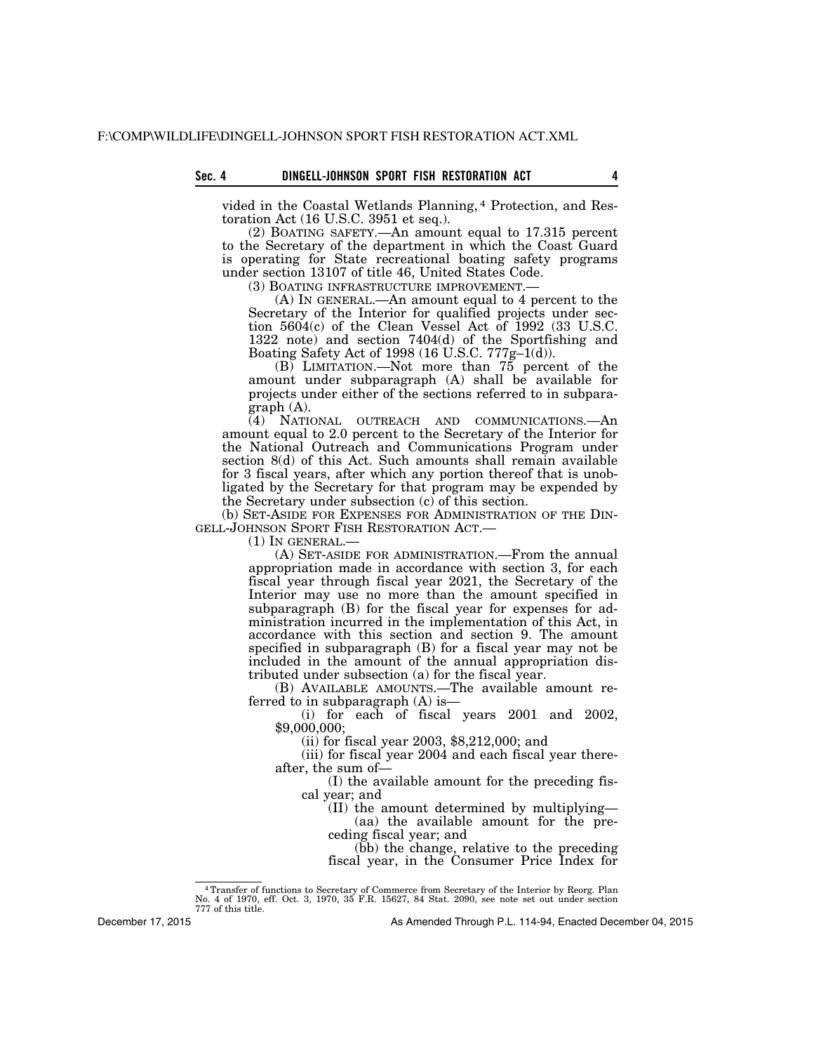vided in the Coastal Wetlands Planning,[4] Protection, and Restoration Act (16 U.S.C. 3951 et seq.).

(2) BOATING SAFETY.—An amount equal to 17.315 percent to the Secretary of the department in which the Coast Guard is operating for State recreational boating safety programs under section 13107 of title 46, United States Code.

(3) BOATING INFRASTRUCTURE IMPROVEMENT.—

(A) IN GENERAL.—An amount equal to 4 percent to the Secretary of the Interior for qualified projects under section 5604(c) of the Clean Vessel Act of 1992 (33 U.S.C. 1322 note) and section 7404(d) of the Sportfishing and Boating Safety Act of 1998 (16 U.S.C. 777g–1(d)).

(B) LIMITATION.—Not more than 75 percent of the amount under subparagraph (A) shall be available for projects under either of the sections referred to in subparagraph (A).

(4) NATIONAL OUTREACH AND COMMUNICATIONS.—An amount equal to 2.0 percent to the Secretary of the Interior for the National Outreach and Communications Program under section 8(d) of this Act. Such amounts shall remain available for 3 fiscal years, after which any portion thereof that is unobligated by the Secretary for that program may be expended by the Secretary under subsection (c) of this section.

(b) SET-ASIDE FOR EXPENSES FOR ADMINISTRATION OF THE DINGELL-JOHNSON SPORT FISH RESTORATION ACT.—

(1) IN GENERAL.—

(A) SET-ASIDE FOR ADMINISTRATION.—From the annual appropriation made in accordance with section 3, for each fiscal year through fiscal year 2021, the Secretary of the Interior may use no more than the amount specified in subparagraph (B) for the fiscal year for expenses for administration incurred in the implementation of this Act, in accordance with this section and section 9. The amount specified in subparagraph (B) for a fiscal year may not be included in the amount of the annual appropriation distributed under subsection (a) for the fiscal year.

(B) AVAILABLE AMOUNTS.—The available amount referred to in subparagraph (A) is—

(i) for each of fiscal years 2001 and 2002, $9,000,000;

(ii) for fiscal year 2003, $8,212,000; and

(iii) for fiscal year 2004 and each fiscal year thereafter, the sum of—

(I) the available amount for the preceding fiscal year; and

(II) the amount determined by multiplying—

(aa) the available amount for the preceding fiscal year; and

(bb) the change, relative to the preceding fiscal year, in the Consumer Price Index for

---

[4] Transfer of functions to Secretary of Commerce from Secretary of the Interior by Reorg. Plan No. 4 of 1970, eff. Oct. 3, 1970, 35 F.R. 15627, 84 Stat. 2090, see note set out under section 777 of this title.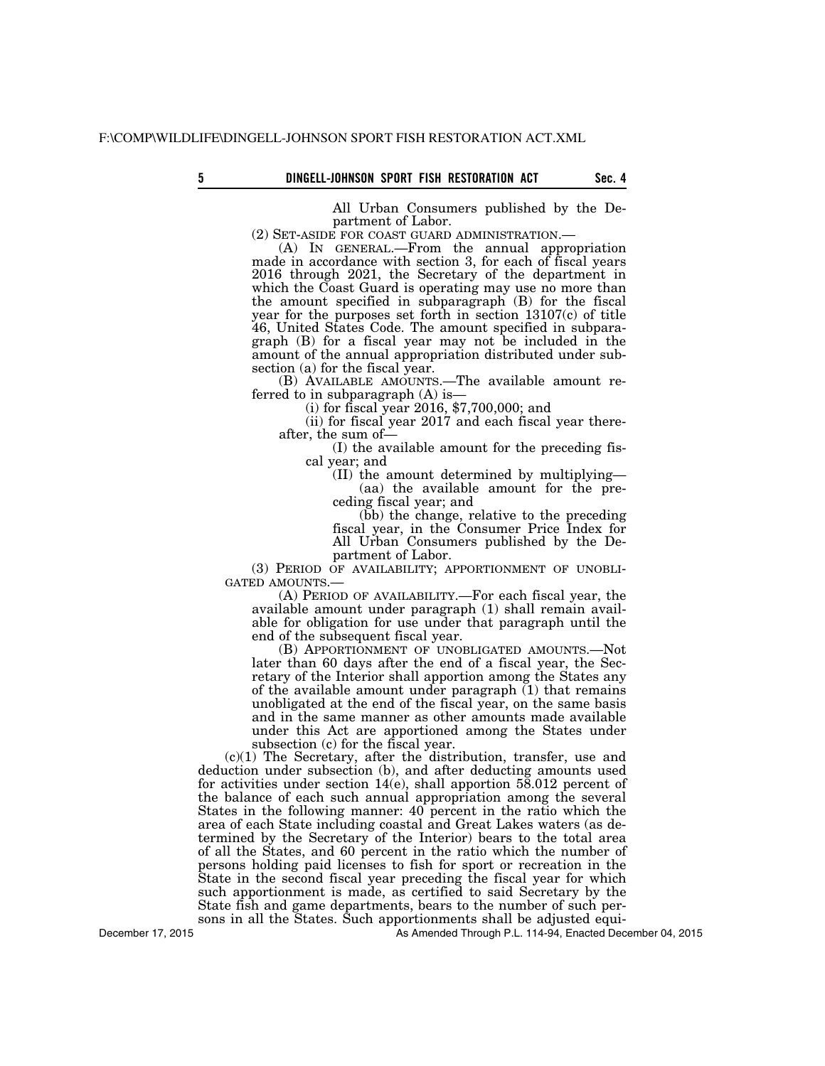All Urban Consumers published by the Department of Labor.

(2) SET-ASIDE FOR COAST GUARD ADMINISTRATION.—

(A) IN GENERAL.—From the annual appropriation made in accordance with section 3, for each of fiscal years 2016 through 2021, the Secretary of the department in which the Coast Guard is operating may use no more than the amount specified in subparagraph (B) for the fiscal year for the purposes set forth in section 13107(c) of title 46, United States Code. The amount specified in subparagraph (B) for a fiscal year may not be included in the amount of the annual appropriation distributed under subsection (a) for the fiscal year.

(B) AVAILABLE AMOUNTS.—The available amount referred to in subparagraph (A) is—

(i) for fiscal year 2016, $7,700,000; and

(ii) for fiscal year 2017 and each fiscal year thereafter, the sum of—

(I) the available amount for the preceding fiscal year; and

(II) the amount determined by multiplying—

(aa) the available amount for the preceding fiscal year; and

(bb) the change, relative to the preceding fiscal year, in the Consumer Price Index for All Urban Consumers published by the Department of Labor.

(3) PERIOD OF AVAILABILITY; APPORTIONMENT OF UNOBLIGATED AMOUNTS.—

(A) PERIOD OF AVAILABILITY.—For each fiscal year, the available amount under paragraph (1) shall remain available for obligation for use under that paragraph until the end of the subsequent fiscal year.

(B) APPORTIONMENT OF UNOBLIGATED AMOUNTS.—Not later than 60 days after the end of a fiscal year, the Secretary of the Interior shall apportion among the States any of the available amount under paragraph (1) that remains unobligated at the end of the fiscal year, on the same basis and in the same manner as other amounts made available under this Act are apportioned among the States under subsection (c) for the fiscal year.

(c)(1) The Secretary, after the distribution, transfer, use and deduction under subsection (b), and after deducting amounts used for activities under section 14(e), shall apportion 58.012 percent of the balance of each such annual appropriation among the several States in the following manner: 40 percent in the ratio which the area of each State including coastal and Great Lakes waters (as determined by the Secretary of the Interior) bears to the total area of all the States, and 60 percent in the ratio which the number of persons holding paid licenses to fish for sport or recreation in the State in the second fiscal year preceding the fiscal year for which such apportionment is made, as certified to said Secretary by the State fish and game departments, bears to the number of such persons in all the States. Such apportionments shall be adjusted equi-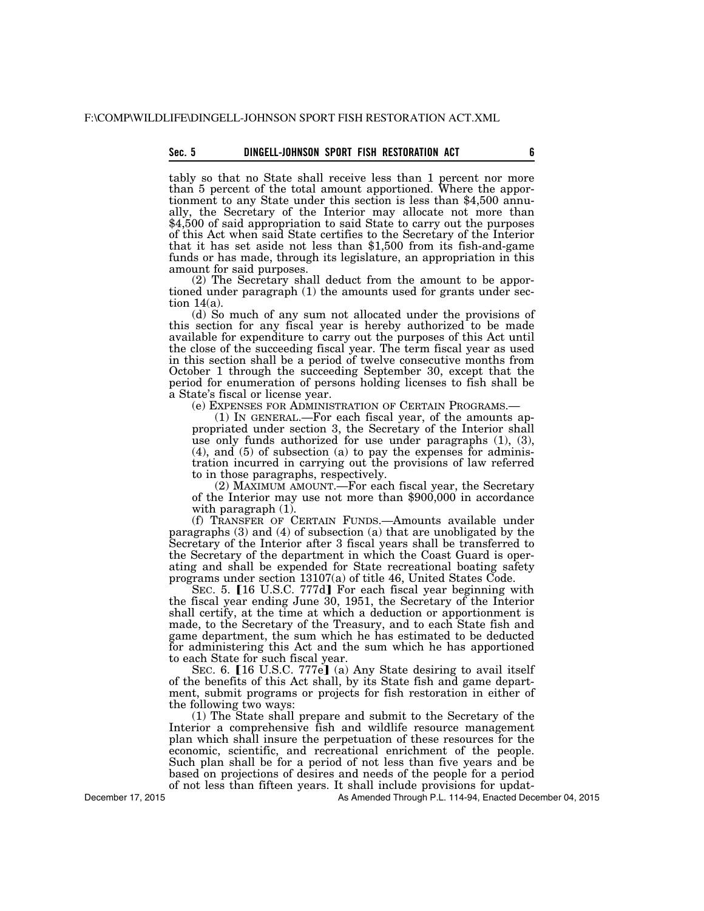tably so that no State shall receive less than 1 percent nor more than 5 percent of the total amount apportioned. Where the apportionment to any State under this section is less than $4,500 annually, the Secretary of the Interior may allocate not more than $4,500 of said appropriation to said State to carry out the purposes of this Act when said State certifies to the Secretary of the Interior that it has set aside not less than $1,500 from its fish-and-game funds or has made, through its legislature, an appropriation in this amount for said purposes.

(2) The Secretary shall deduct from the amount to be apportioned under paragraph (1) the amounts used for grants under section 14(a).

(d) So much of any sum not allocated under the provisions of this section for any fiscal year is hereby authorized to be made available for expenditure to carry out the purposes of this Act until the close of the succeeding fiscal year. The term fiscal year as used in this section shall be a period of twelve consecutive months from October 1 through the succeeding September 30, except that the period for enumeration of persons holding licenses to fish shall be a State's fiscal or license year.

(e) EXPENSES FOR ADMINISTRATION OF CERTAIN PROGRAMS.—

(1) IN GENERAL.—For each fiscal year, of the amounts appropriated under section 3, the Secretary of the Interior shall use only funds authorized for use under paragraphs (1), (3), (4), and (5) of subsection (a) to pay the expenses for administration incurred in carrying out the provisions of law referred to in those paragraphs, respectively.

(2) MAXIMUM AMOUNT.—For each fiscal year, the Secretary of the Interior may use not more than $900,000 in accordance with paragraph (1).

(f) TRANSFER OF CERTAIN FUNDS.—Amounts available under paragraphs (3) and (4) of subsection (a) that are unobligated by the Secretary of the Interior after 3 fiscal years shall be transferred to the Secretary of the department in which the Coast Guard is operating and shall be expended for State recreational boating safety programs under section 13107(a) of title 46, United States Code.

SEC. 5. [16 U.S.C. 777d] For each fiscal year beginning with the fiscal year ending June 30, 1951, the Secretary of the Interior shall certify, at the time at which a deduction or apportionment is made, to the Secretary of the Treasury, and to each State fish and game department, the sum which he has estimated to be deducted for administering this Act and the sum which he has apportioned to each State for such fiscal year.

SEC. 6. [16 U.S.C. 777e] (a) Any State desiring to avail itself of the benefits of this Act shall, by its State fish and game department, submit programs or projects for fish restoration in either of the following two ways:

(1) The State shall prepare and submit to the Secretary of the Interior a comprehensive fish and wildlife resource management plan which shall insure the perpetuation of these resources for the economic, scientific, and recreational enrichment of the people. Such plan shall be for a period of not less than five years and be based on projections of desires and needs of the people for a period of not less than fifteen years. It shall include provisions for updat-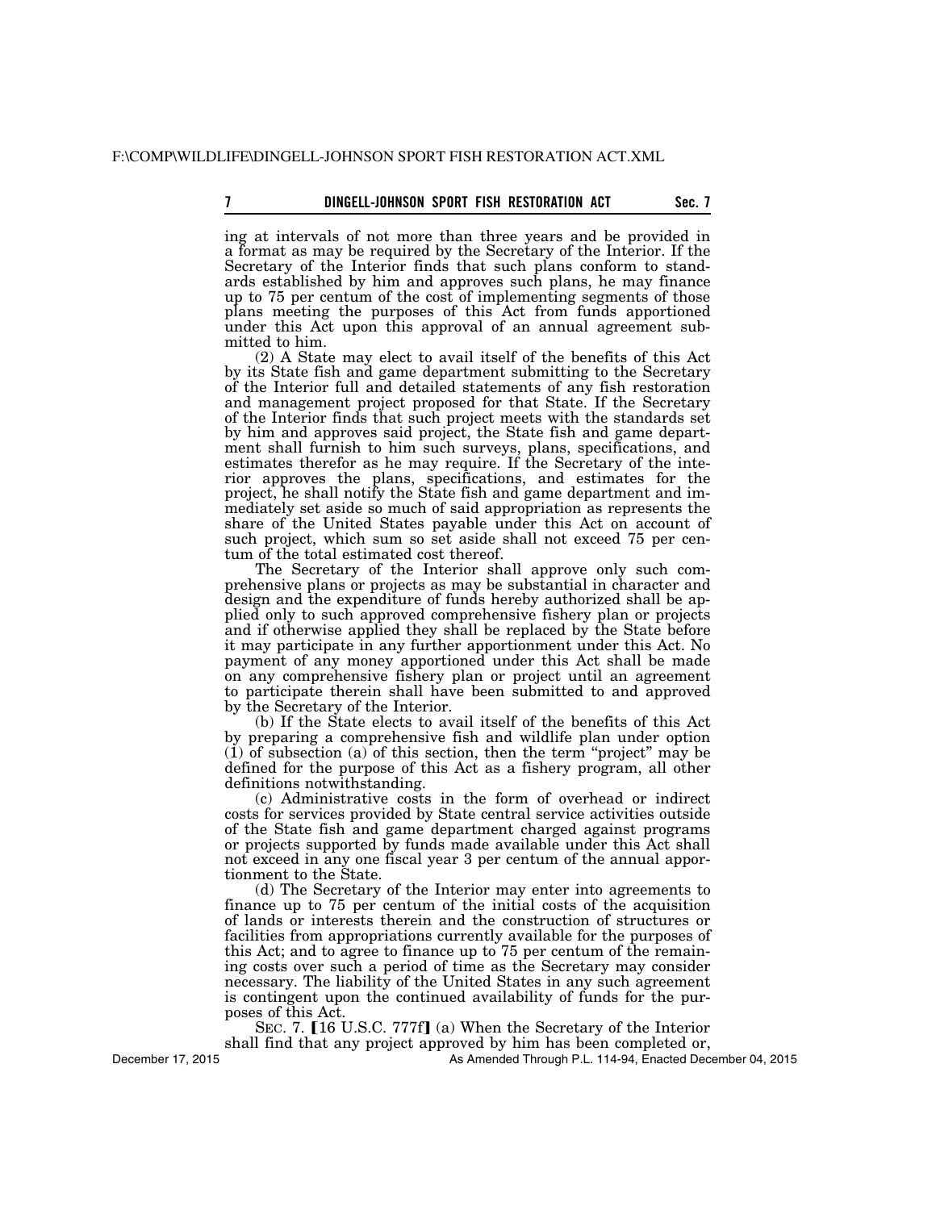ing at intervals of not more than three years and be provided in a format as may be required by the Secretary of the Interior. If the Secretary of the Interior finds that such plans conform to standards established by him and approves such plans, he may finance up to 75 per centum of the cost of implementing segments of those plans meeting the purposes of this Act from funds apportioned under this Act upon this approval of an annual agreement submitted to him.

(2) A State may elect to avail itself of the benefits of this Act by its State fish and game department submitting to the Secretary of the Interior full and detailed statements of any fish restoration and management project proposed for that State. If the Secretary of the Interior finds that such project meets with the standards set by him and approves said project, the State fish and game department shall furnish to him such surveys, plans, specifications, and estimates therefor as he may require. If the Secretary of the interior approves the plans, specifications, and estimates for the project, he shall notify the State fish and game department and immediately set aside so much of said appropriation as represents the share of the United States payable under this Act on account of such project, which sum so set aside shall not exceed 75 per centum of the total estimated cost thereof.

The Secretary of the Interior shall approve only such comprehensive plans or projects as may be substantial in character and design and the expenditure of funds hereby authorized shall be applied only to such approved comprehensive fishery plan or projects and if otherwise applied they shall be replaced by the State before it may participate in any further apportionment under this Act. No payment of any money apportioned under this Act shall be made on any comprehensive fishery plan or project until an agreement to participate therein shall have been submitted to and approved by the Secretary of the Interior.

(b) If the State elects to avail itself of the benefits of this Act by preparing a comprehensive fish and wildlife plan under option (1) of subsection (a) of this section, then the term "project" may be defined for the purpose of this Act as a fishery program, all other definitions notwithstanding.

(c) Administrative costs in the form of overhead or indirect costs for services provided by State central service activities outside of the State fish and game department charged against programs or projects supported by funds made available under this Act shall not exceed in any one fiscal year 3 per centum of the annual apportionment to the State.

(d) The Secretary of the Interior may enter into agreements to finance up to 75 per centum of the initial costs of the acquisition of lands or interests therein and the construction of structures or facilities from appropriations currently available for the purposes of this Act; and to agree to finance up to 75 per centum of the remaining costs over such a period of time as the Secretary may consider necessary. The liability of the United States in any such agreement is contingent upon the continued availability of funds for the purposes of this Act.

SEC. 7. [16 U.S.C. 777f] (a) When the Secretary of the Interior shall find that any project approved by him has been completed or,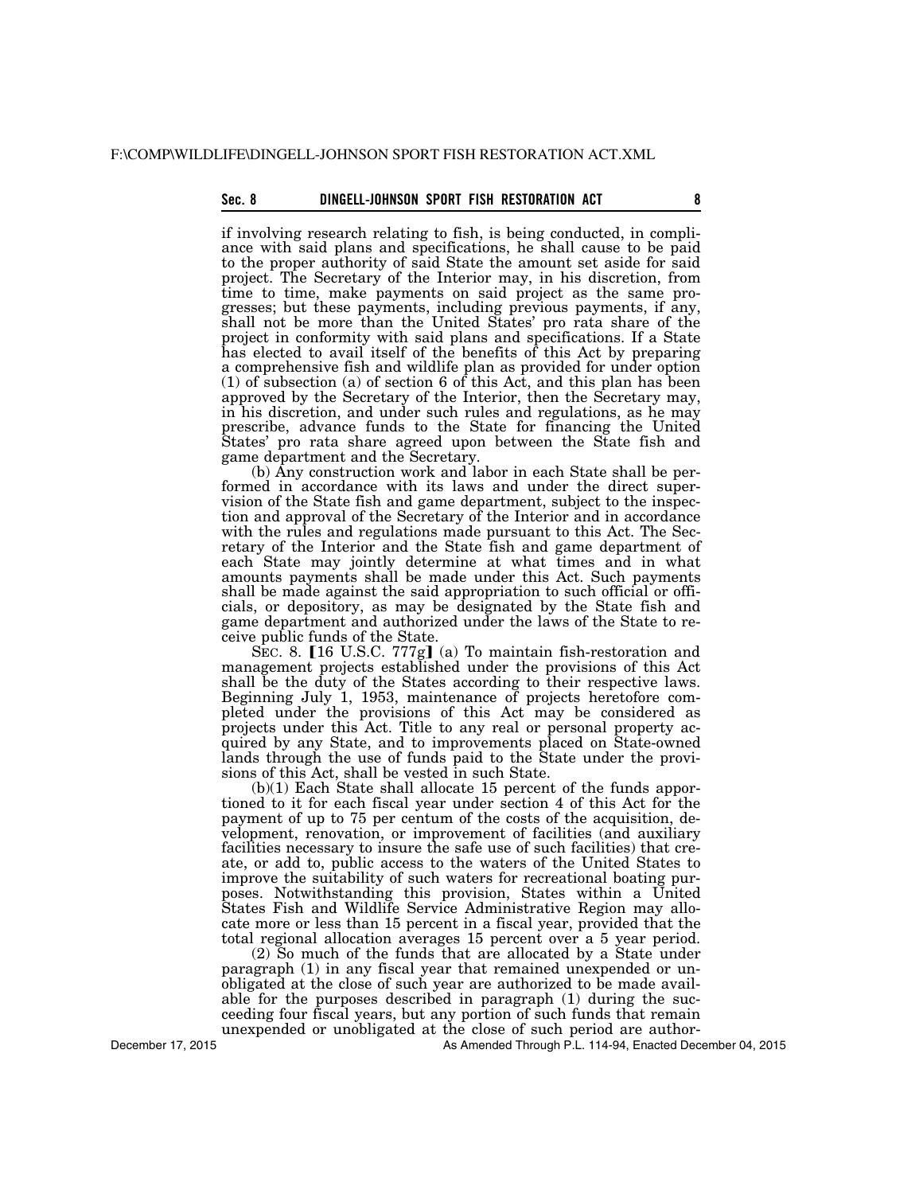if involving research relating to fish, is being conducted, in compliance with said plans and specifications, he shall cause to be paid to the proper authority of said State the amount set aside for said project. The Secretary of the Interior may, in his discretion, from time to time, make payments on said project as the same progresses; but these payments, including previous payments, if any, shall not be more than the United States' pro rata share of the project in conformity with said plans and specifications. If a State has elected to avail itself of the benefits of this Act by preparing a comprehensive fish and wildlife plan as provided for under option (1) of subsection (a) of section 6 of this Act, and this plan has been approved by the Secretary of the Interior, then the Secretary may, in his discretion, and under such rules and regulations, as he may prescribe, advance funds to the State for financing the United States' pro rata share agreed upon between the State fish and game department and the Secretary.

(b) Any construction work and labor in each State shall be performed in accordance with its laws and under the direct supervision of the State fish and game department, subject to the inspection and approval of the Secretary of the Interior and in accordance with the rules and regulations made pursuant to this Act. The Secretary of the Interior and the State fish and game department of each State may jointly determine at what times and in what amounts payments shall be made under this Act. Such payments shall be made against the said appropriation to such official or officials, or depository, as may be designated by the State fish and game department and authorized under the laws of the State to receive public funds of the State.

SEC. 8. 【16 U.S.C. 777g】 (a) To maintain fish-restoration and management projects established under the provisions of this Act shall be the duty of the States according to their respective laws. Beginning July 1, 1953, maintenance of projects heretofore completed under the provisions of this Act may be considered as projects under this Act. Title to any real or personal property acquired by any State, and to improvements placed on State-owned lands through the use of funds paid to the State under the provisions of this Act, shall be vested in such State.

(b)(1) Each State shall allocate 15 percent of the funds apportioned to it for each fiscal year under section 4 of this Act for the payment of up to 75 per centum of the costs of the acquisition, development, renovation, or improvement of facilities (and auxiliary facilities necessary to insure the safe use of such facilities) that create, or add to, public access to the waters of the United States to improve the suitability of such waters for recreational boating purposes. Notwithstanding this provision, States within a United States Fish and Wildlife Service Administrative Region may allocate more or less than 15 percent in a fiscal year, provided that the total regional allocation averages 15 percent over a 5 year period.

(2) So much of the funds that are allocated by a State under paragraph (1) in any fiscal year that remained unexpended or unobligated at the close of such year are authorized to be made available for the purposes described in paragraph (1) during the succeeding four fiscal years, but any portion of such funds that remain unexpended or unobligated at the close of such period are author-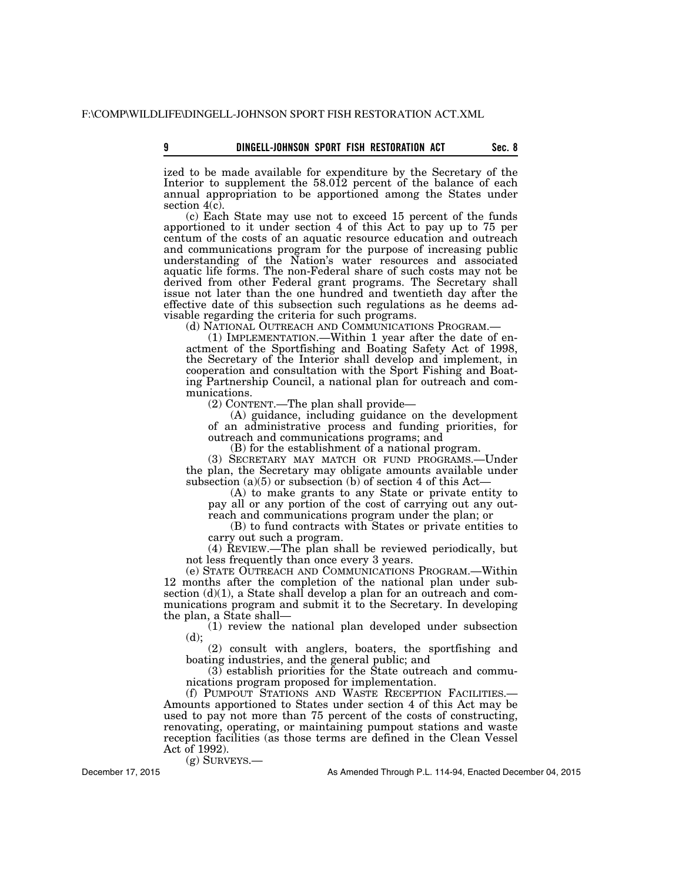ized to be made available for expenditure by the Secretary of the Interior to supplement the 58.012 percent of the balance of each annual appropriation to be apportioned among the States under section 4(c).

(c) Each State may use not to exceed 15 percent of the funds apportioned to it under section 4 of this Act to pay up to 75 per centum of the costs of an aquatic resource education and outreach and communications program for the purpose of increasing public understanding of the Nation's water resources and associated aquatic life forms. The non-Federal share of such costs may not be derived from other Federal grant programs. The Secretary shall issue not later than the one hundred and twentieth day after the effective date of this subsection such regulations as he deems advisable regarding the criteria for such programs.

(d) NATIONAL OUTREACH AND COMMUNICATIONS PROGRAM.—

(1) IMPLEMENTATION.—Within 1 year after the date of enactment of the Sportfishing and Boating Safety Act of 1998, the Secretary of the Interior shall develop and implement, in cooperation and consultation with the Sport Fishing and Boating Partnership Council, a national plan for outreach and communications.

(2) CONTENT.—The plan shall provide—

(A) guidance, including guidance on the development of an administrative process and funding priorities, for outreach and communications programs; and

(B) for the establishment of a national program.

(3) SECRETARY MAY MATCH OR FUND PROGRAMS.—Under the plan, the Secretary may obligate amounts available under subsection (a)(5) or subsection (b) of section 4 of this Act—

(A) to make grants to any State or private entity to pay all or any portion of the cost of carrying out any outreach and communications program under the plan; or

(B) to fund contracts with States or private entities to carry out such a program.

(4) REVIEW.—The plan shall be reviewed periodically, but not less frequently than once every 3 years.

(e) STATE OUTREACH AND COMMUNICATIONS PROGRAM.—Within 12 months after the completion of the national plan under subsection (d)(1), a State shall develop a plan for an outreach and communications program and submit it to the Secretary. In developing the plan, a State shall—

(1) review the national plan developed under subsection (d);

(2) consult with anglers, boaters, the sportfishing and boating industries, and the general public; and

(3) establish priorities for the State outreach and communications program proposed for implementation.

(f) PUMPOUT STATIONS AND WASTE RECEPTION FACILITIES.—Amounts apportioned to States under section 4 of this Act may be used to pay not more than 75 percent of the costs of constructing, renovating, operating, or maintaining pumpout stations and waste reception facilities (as those terms are defined in the Clean Vessel Act of 1992).

(g) SURVEYS.—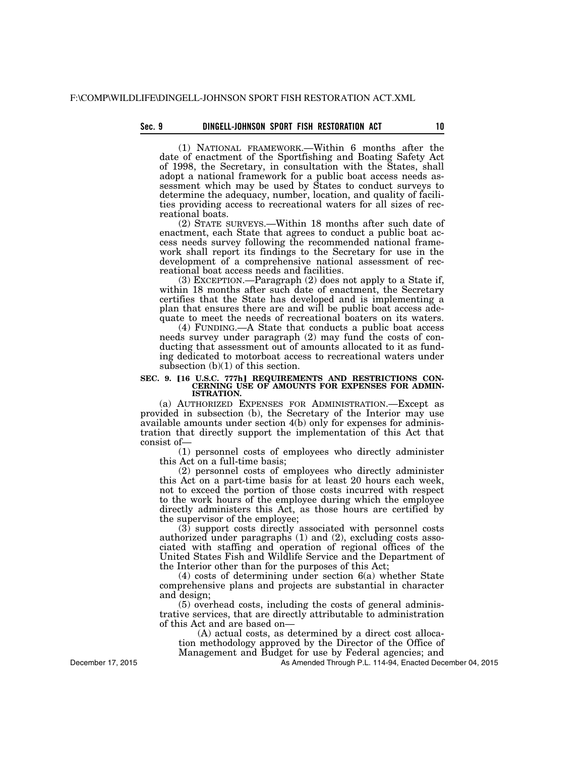(1) NATIONAL FRAMEWORK.—Within 6 months after the date of enactment of the Sportfishing and Boating Safety Act of 1998, the Secretary, in consultation with the States, shall adopt a national framework for a public boat access needs assessment which may be used by States to conduct surveys to determine the adequacy, number, location, and quality of facilities providing access to recreational waters for all sizes of recreational boats.

(2) STATE SURVEYS.—Within 18 months after such date of enactment, each State that agrees to conduct a public boat access needs survey following the recommended national framework shall report its findings to the Secretary for use in the development of a comprehensive national assessment of recreational boat access needs and facilities.

(3) EXCEPTION.—Paragraph (2) does not apply to a State if, within 18 months after such date of enactment, the Secretary certifies that the State has developed and is implementing a plan that ensures there are and will be public boat access adequate to meet the needs of recreational boaters on its waters.

(4) FUNDING.—A State that conducts a public boat access needs survey under paragraph (2) may fund the costs of conducting that assessment out of amounts allocated to it as funding dedicated to motorboat access to recreational waters under subsection (b)(1) of this section.

**SEC. 9. [16 U.S.C. 777h] REQUIREMENTS AND RESTRICTIONS CONCERNING USE OF AMOUNTS FOR EXPENSES FOR ADMINISTRATION.**

(a) AUTHORIZED EXPENSES FOR ADMINISTRATION.—Except as provided in subsection (b), the Secretary of the Interior may use available amounts under section 4(b) only for expenses for administration that directly support the implementation of this Act that consist of—

(1) personnel costs of employees who directly administer this Act on a full-time basis;

(2) personnel costs of employees who directly administer this Act on a part-time basis for at least 20 hours each week, not to exceed the portion of those costs incurred with respect to the work hours of the employee during which the employee directly administers this Act, as those hours are certified by the supervisor of the employee;

(3) support costs directly associated with personnel costs authorized under paragraphs (1) and (2), excluding costs associated with staffing and operation of regional offices of the United States Fish and Wildlife Service and the Department of the Interior other than for the purposes of this Act;

(4) costs of determining under section 6(a) whether State comprehensive plans and projects are substantial in character and design;

(5) overhead costs, including the costs of general administrative services, that are directly attributable to administration of this Act and are based on—

(A) actual costs, as determined by a direct cost allocation methodology approved by the Director of the Office of Management and Budget for use by Federal agencies; and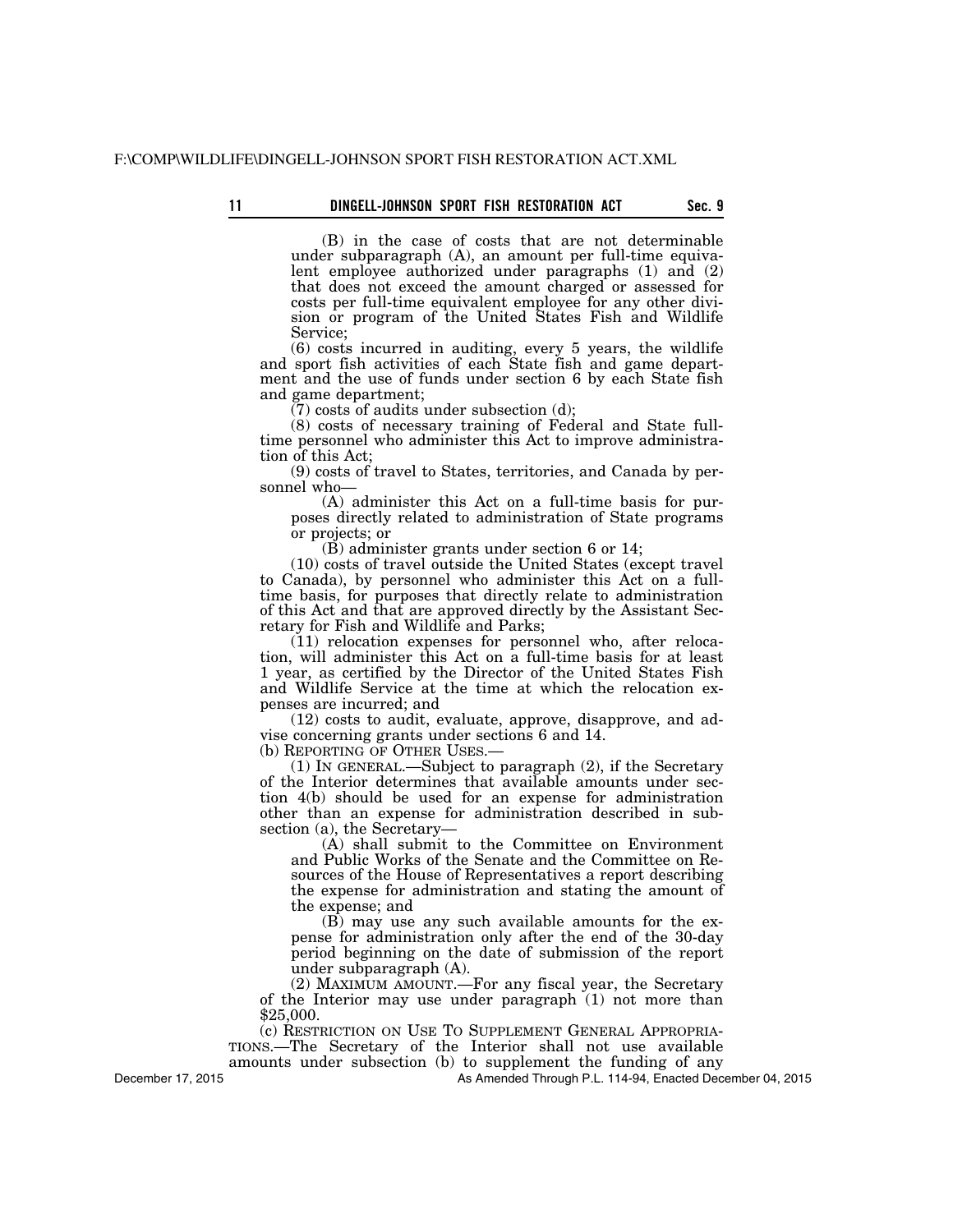(B) in the case of costs that are not determinable under subparagraph (A), an amount per full-time equivalent employee authorized under paragraphs (1) and (2) that does not exceed the amount charged or assessed for costs per full-time equivalent employee for any other division or program of the United States Fish and Wildlife Service;

(6) costs incurred in auditing, every 5 years, the wildlife and sport fish activities of each State fish and game department and the use of funds under section 6 by each State fish and game department;

(7) costs of audits under subsection (d);

(8) costs of necessary training of Federal and State full-time personnel who administer this Act to improve administration of this Act;

(9) costs of travel to States, territories, and Canada by personnel who—

(A) administer this Act on a full-time basis for purposes directly related to administration of State programs or projects; or

(B) administer grants under section 6 or 14;

(10) costs of travel outside the United States (except travel to Canada), by personnel who administer this Act on a full-time basis, for purposes that directly relate to administration of this Act and that are approved directly by the Assistant Secretary for Fish and Wildlife and Parks;

(11) relocation expenses for personnel who, after relocation, will administer this Act on a full-time basis for at least 1 year, as certified by the Director of the United States Fish and Wildlife Service at the time at which the relocation expenses are incurred; and

(12) costs to audit, evaluate, approve, disapprove, and advise concerning grants under sections 6 and 14.

(b) REPORTING OF OTHER USES.—

(1) IN GENERAL.—Subject to paragraph (2), if the Secretary of the Interior determines that available amounts under section 4(b) should be used for an expense for administration other than an expense for administration described in subsection (a), the Secretary—

(A) shall submit to the Committee on Environment and Public Works of the Senate and the Committee on Resources of the House of Representatives a report describing the expense for administration and stating the amount of the expense; and

(B) may use any such available amounts for the expense for administration only after the end of the 30-day period beginning on the date of submission of the report under subparagraph (A).

(2) MAXIMUM AMOUNT.—For any fiscal year, the Secretary of the Interior may use under paragraph (1) not more than $25,000.

(c) RESTRICTION ON USE TO SUPPLEMENT GENERAL APPROPRIATIONS.—The Secretary of the Interior shall not use available amounts under subsection (b) to supplement the funding of any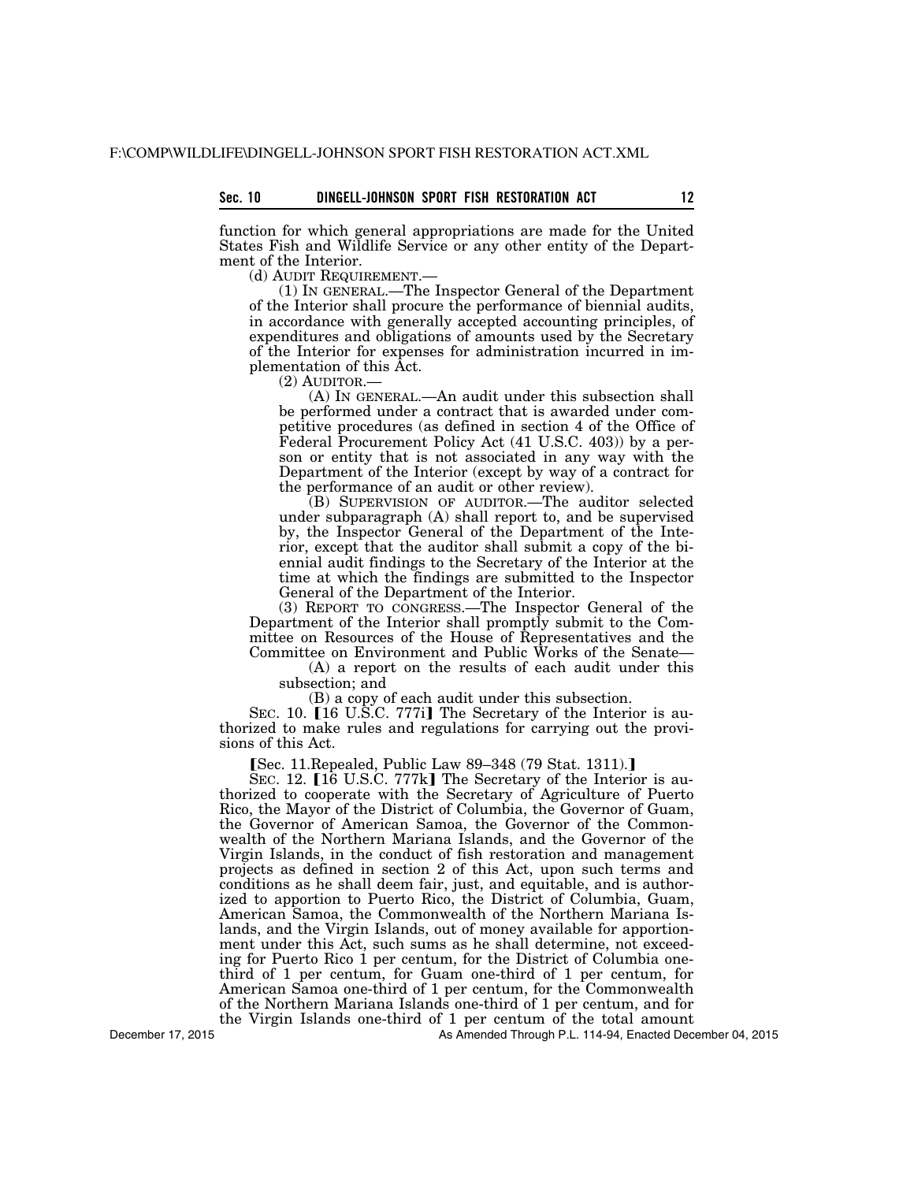function for which general appropriations are made for the United States Fish and Wildlife Service or any other entity of the Department of the Interior.

(d) AUDIT REQUIREMENT.—

(1) IN GENERAL.—The Inspector General of the Department of the Interior shall procure the performance of biennial audits, in accordance with generally accepted accounting principles, of expenditures and obligations of amounts used by the Secretary of the Interior for expenses for administration incurred in implementation of this Act.

(2) AUDITOR.—

(A) IN GENERAL.—An audit under this subsection shall be performed under a contract that is awarded under competitive procedures (as defined in section 4 of the Office of Federal Procurement Policy Act (41 U.S.C. 403)) by a person or entity that is not associated in any way with the Department of the Interior (except by way of a contract for the performance of an audit or other review).

(B) SUPERVISION OF AUDITOR.—The auditor selected under subparagraph (A) shall report to, and be supervised by, the Inspector General of the Department of the Interior, except that the auditor shall submit a copy of the biennial audit findings to the Secretary of the Interior at the time at which the findings are submitted to the Inspector General of the Department of the Interior.

(3) REPORT TO CONGRESS.—The Inspector General of the Department of the Interior shall promptly submit to the Committee on Resources of the House of Representatives and the Committee on Environment and Public Works of the Senate—

(A) a report on the results of each audit under this subsection; and

(B) a copy of each audit under this subsection.

SEC. 10. 【16 U.S.C. 777i】 The Secretary of the Interior is authorized to make rules and regulations for carrying out the provisions of this Act.

【Sec. 11.Repealed, Public Law 89–348 (79 Stat. 1311).】

SEC. 12. 【16 U.S.C. 777k】 The Secretary of the Interior is authorized to cooperate with the Secretary of Agriculture of Puerto Rico, the Mayor of the District of Columbia, the Governor of Guam, the Governor of American Samoa, the Governor of the Commonwealth of the Northern Mariana Islands, and the Governor of the Virgin Islands, in the conduct of fish restoration and management projects as defined in section 2 of this Act, upon such terms and conditions as he shall deem fair, just, and equitable, and is authorized to apportion to Puerto Rico, the District of Columbia, Guam, American Samoa, the Commonwealth of the Northern Mariana Islands, and the Virgin Islands, out of money available for apportionment under this Act, such sums as he shall determine, not exceeding for Puerto Rico 1 per centum, for the District of Columbia one-third of 1 per centum, for Guam one-third of 1 per centum, for American Samoa one-third of 1 per centum, for the Commonwealth of the Northern Mariana Islands one-third of 1 per centum, and for the Virgin Islands one-third of 1 per centum of the total amount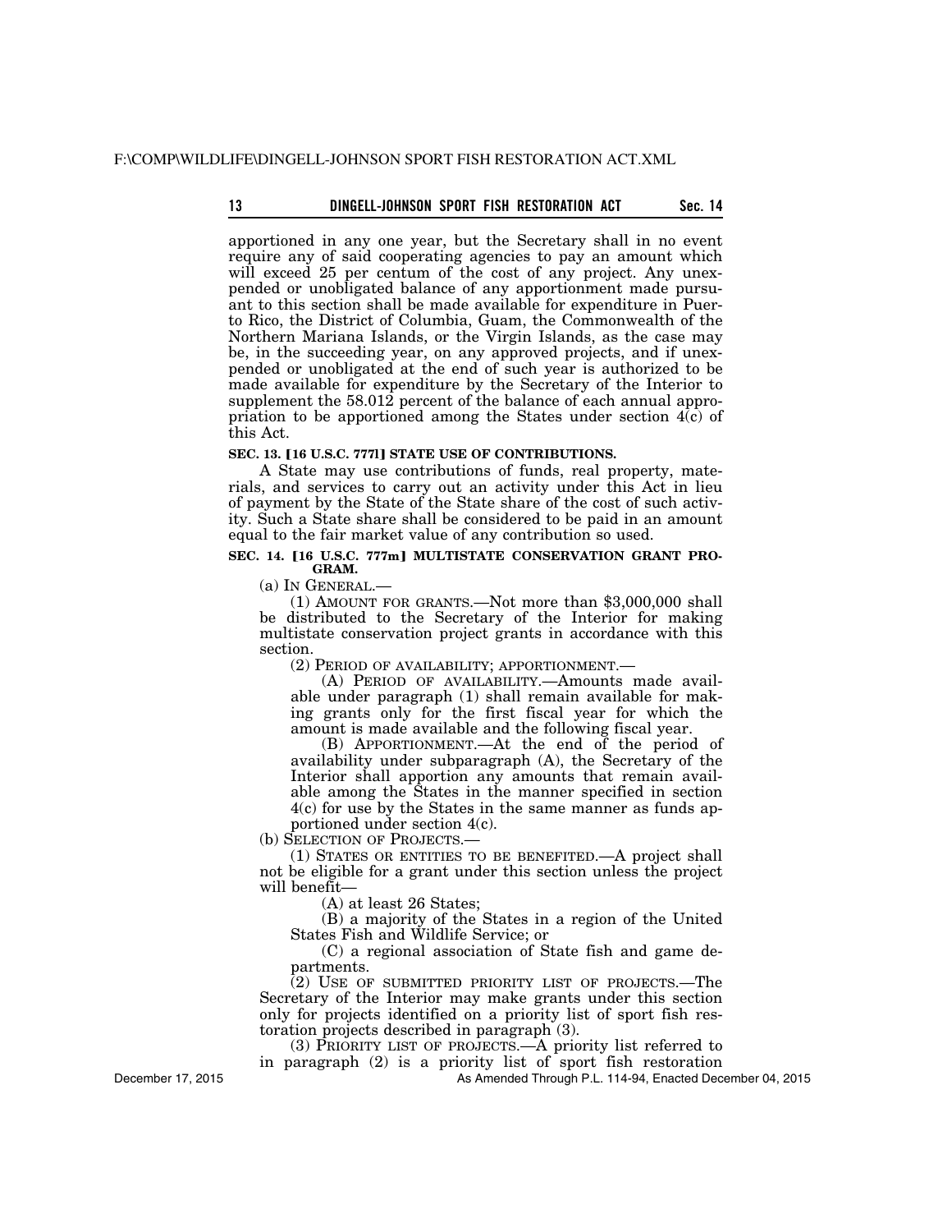apportioned in any one year, but the Secretary shall in no event require any of said cooperating agencies to pay an amount which will exceed 25 per centum of the cost of any project. Any unexpended or unobligated balance of any apportionment made pursuant to this section shall be made available for expenditure in Puerto Rico, the District of Columbia, Guam, the Commonwealth of the Northern Mariana Islands, or the Virgin Islands, as the case may be, in the succeeding year, on any approved projects, and if unexpended or unobligated at the end of such year is authorized to be made available for expenditure by the Secretary of the Interior to supplement the 58.012 percent of the balance of each annual appropriation to be apportioned among the States under section 4(c) of this Act.

**SEC. 13. [16 U.S.C. 777l] STATE USE OF CONTRIBUTIONS.**

A State may use contributions of funds, real property, materials, and services to carry out an activity under this Act in lieu of payment by the State of the State share of the cost of such activity. Such a State share shall be considered to be paid in an amount equal to the fair market value of any contribution so used.

**SEC. 14. [16 U.S.C. 777m] MULTISTATE CONSERVATION GRANT PROGRAM.**

(a) IN GENERAL.—

(1) AMOUNT FOR GRANTS.—Not more than $3,000,000 shall be distributed to the Secretary of the Interior for making multistate conservation project grants in accordance with this section.

(2) PERIOD OF AVAILABILITY; APPORTIONMENT.—

(A) PERIOD OF AVAILABILITY.—Amounts made available under paragraph (1) shall remain available for making grants only for the first fiscal year for which the amount is made available and the following fiscal year.

(B) APPORTIONMENT.—At the end of the period of availability under subparagraph (A), the Secretary of the Interior shall apportion any amounts that remain available among the States in the manner specified in section 4(c) for use by the States in the same manner as funds apportioned under section 4(c).

(b) SELECTION OF PROJECTS.—

(1) STATES OR ENTITIES TO BE BENEFITED.—A project shall not be eligible for a grant under this section unless the project will benefit—

(A) at least 26 States;

(B) a majority of the States in a region of the United States Fish and Wildlife Service; or

(C) a regional association of State fish and game departments.

(2) USE OF SUBMITTED PRIORITY LIST OF PROJECTS.—The Secretary of the Interior may make grants under this section only for projects identified on a priority list of sport fish restoration projects described in paragraph (3).

(3) PRIORITY LIST OF PROJECTS.—A priority list referred to in paragraph (2) is a priority list of sport fish restoration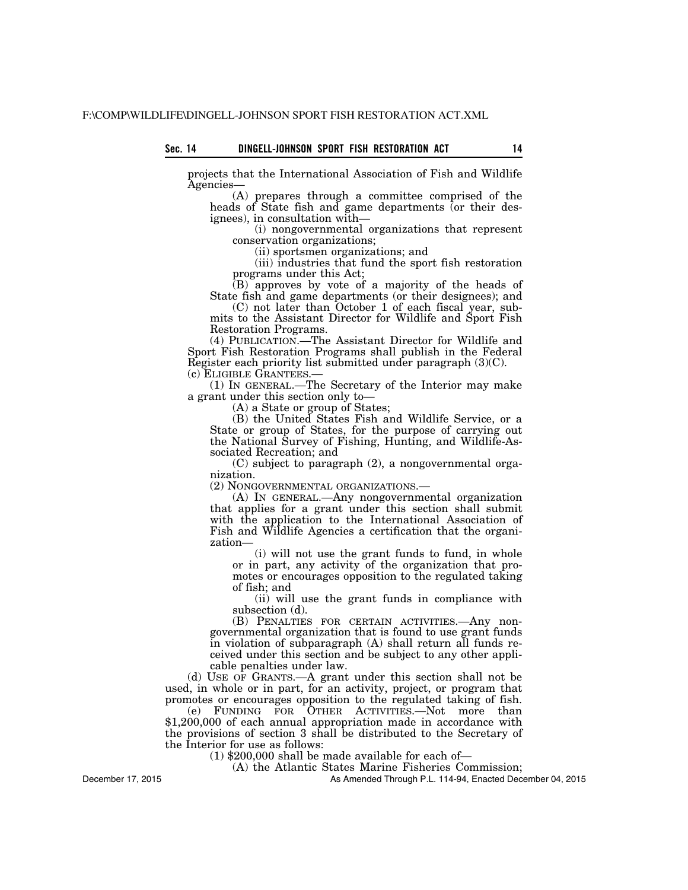projects that the International Association of Fish and Wildlife Agencies—

(A) prepares through a committee comprised of the heads of State fish and game departments (or their designees), in consultation with—

(i) nongovernmental organizations that represent conservation organizations;

(ii) sportsmen organizations; and

(iii) industries that fund the sport fish restoration programs under this Act;

(B) approves by vote of a majority of the heads of State fish and game departments (or their designees); and

(C) not later than October 1 of each fiscal year, submits to the Assistant Director for Wildlife and Sport Fish Restoration Programs.

(4) PUBLICATION.—The Assistant Director for Wildlife and Sport Fish Restoration Programs shall publish in the Federal Register each priority list submitted under paragraph (3)(C).

(c) ELIGIBLE GRANTEES.—

(1) IN GENERAL.—The Secretary of the Interior may make a grant under this section only to—

(A) a State or group of States;

(B) the United States Fish and Wildlife Service, or a State or group of States, for the purpose of carrying out the National Survey of Fishing, Hunting, and Wildlife-Associated Recreation; and

(C) subject to paragraph (2), a nongovernmental organization.

(2) NONGOVERNMENTAL ORGANIZATIONS.—

(A) IN GENERAL.—Any nongovernmental organization that applies for a grant under this section shall submit with the application to the International Association of Fish and Wildlife Agencies a certification that the organization—

(i) will not use the grant funds to fund, in whole or in part, any activity of the organization that promotes or encourages opposition to the regulated taking of fish; and

(ii) will use the grant funds in compliance with subsection (d).

(B) PENALTIES FOR CERTAIN ACTIVITIES.—Any nongovernmental organization that is found to use grant funds in violation of subparagraph (A) shall return all funds received under this section and be subject to any other applicable penalties under law.

(d) USE OF GRANTS.—A grant under this section shall not be used, in whole or in part, for an activity, project, or program that promotes or encourages opposition to the regulated taking of fish.

(e) FUNDING FOR OTHER ACTIVITIES.—Not more than $1,200,000 of each annual appropriation made in accordance with the provisions of section 3 shall be distributed to the Secretary of the Interior for use as follows:

(1) $200,000 shall be made available for each of—

(A) the Atlantic States Marine Fisheries Commission;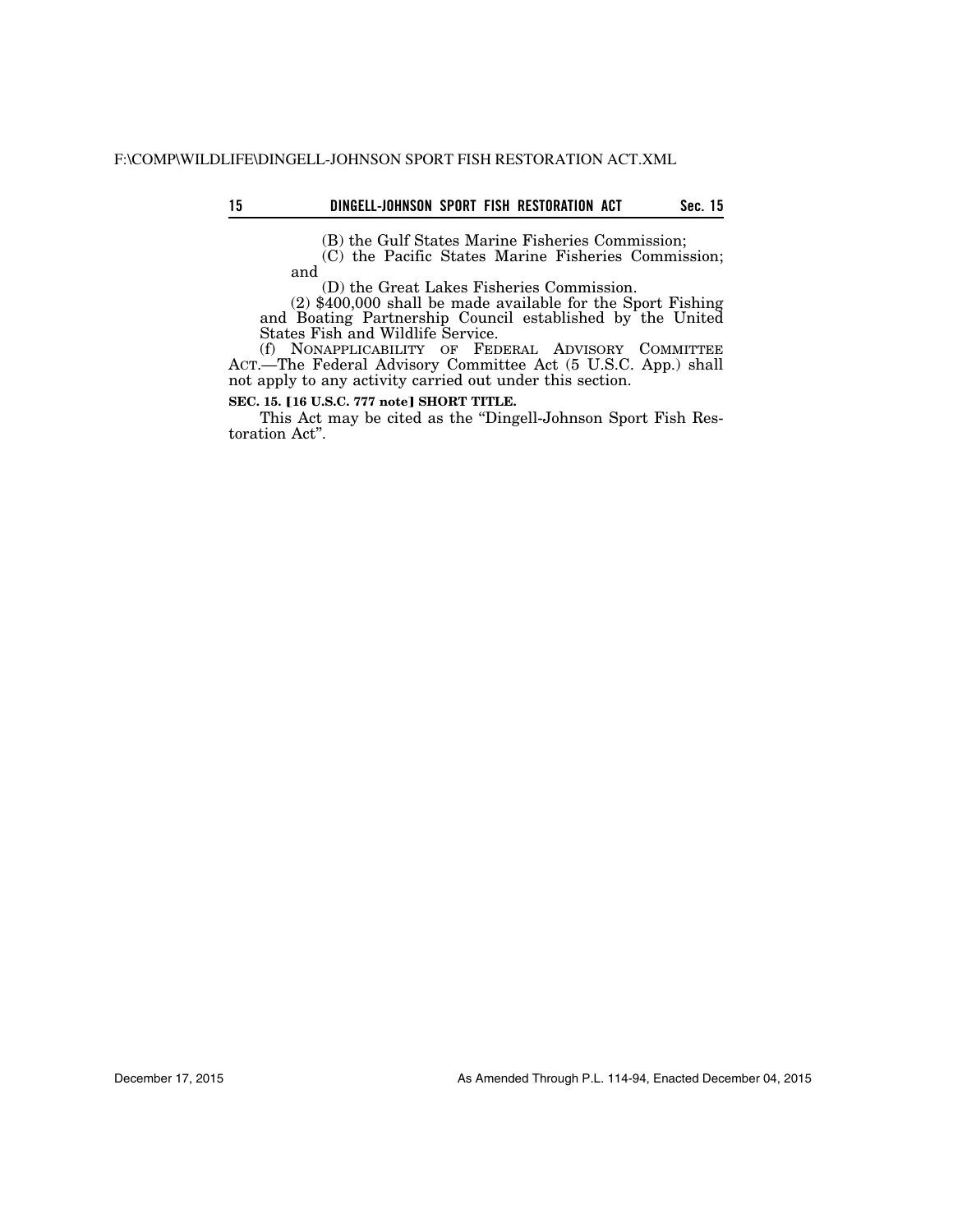(B) the Gulf States Marine Fisheries Commission;

(C) the Pacific States Marine Fisheries Commission; and

(D) the Great Lakes Fisheries Commission.

(2) $400,000 shall be made available for the Sport Fishing and Boating Partnership Council established by the United States Fish and Wildlife Service.

(f) NONAPPLICABILITY OF FEDERAL ADVISORY COMMITTEE ACT.—The Federal Advisory Committee Act (5 U.S.C. App.) shall not apply to any activity carried out under this section.

**SEC. 15. [16 U.S.C. 777 note] SHORT TITLE.**

This Act may be cited as the "Dingell-Johnson Sport Fish Restoration Act".